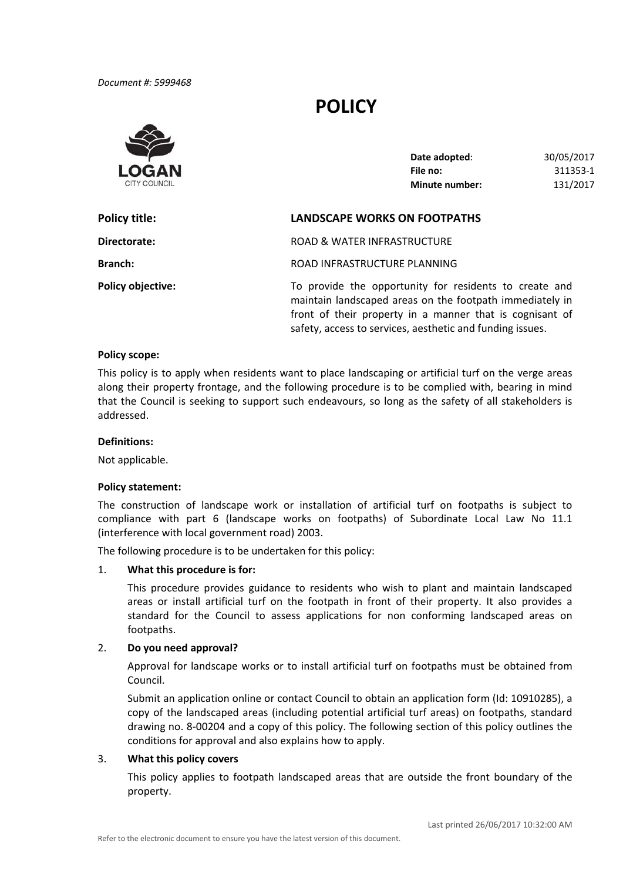*Document #: 5999468*

# POLICY

| | |
|---|---|
| **Date adopted**: | 30/05/2017 |
| **File no:** | 311353-1 |
| **Minute number:** | 131/2017 |

**Policy title:** **LANDSCAPE WORKS ON FOOTPATHS**

**Directorate:** ROAD & WATER INFRASTRUCTURE

**Branch:** ROAD INFRASTRUCTURE PLANNING

**Policy objective:** To provide the opportunity for residents to create and maintain landscaped areas on the footpath immediately in front of their property in a manner that is cognisant of safety, access to services, aesthetic and funding issues.

**Policy scope:**

This policy is to apply when residents want to place landscaping or artificial turf on the verge areas along their property frontage, and the following procedure is to be complied with, bearing in mind that the Council is seeking to support such endeavours, so long as the safety of all stakeholders is addressed.

**Definitions:**

Not applicable.

**Policy statement:**

The construction of landscape work or installation of artificial turf on footpaths is subject to compliance with part 6 (landscape works on footpaths) of Subordinate Local Law No 11.1 (interference with local government road) 2003.

The following procedure is to be undertaken for this policy:

1. **What this procedure is for:**

   This procedure provides guidance to residents who wish to plant and maintain landscaped areas or install artificial turf on the footpath in front of their property. It also provides a standard for the Council to assess applications for non conforming landscaped areas on footpaths.

2. **Do you need approval?**

   Approval for landscape works or to install artificial turf on footpaths must be obtained from Council.

   Submit an application online or contact Council to obtain an application form (Id: 10910285), a copy of the landscaped areas (including potential artificial turf areas) on footpaths, standard drawing no. 8-00204 and a copy of this policy. The following section of this policy outlines the conditions for approval and also explains how to apply.

3. **What this policy covers**

   This policy applies to footpath landscaped areas that are outside the front boundary of the property.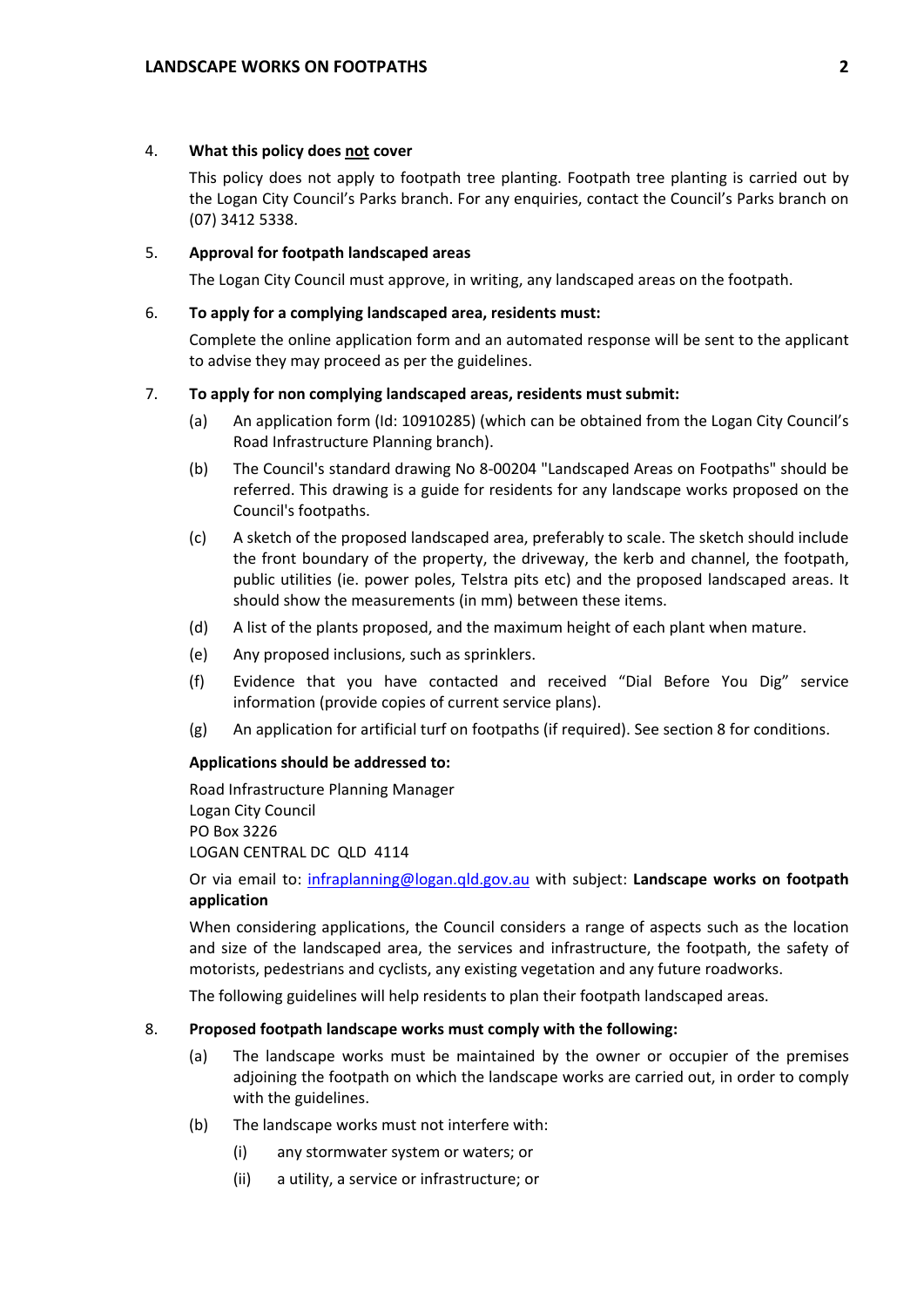## 4. What this policy does <u>not</u> cover

This policy does not apply to footpath tree planting. Footpath tree planting is carried out by the Logan City Council's Parks branch. For any enquiries, contact the Council's Parks branch on (07) 3412 5338.

## 5. Approval for footpath landscaped areas

The Logan City Council must approve, in writing, any landscaped areas on the footpath.

## 6. To apply for a complying landscaped area, residents must:

Complete the online application form and an automated response will be sent to the applicant to advise they may proceed as per the guidelines.

## 7. To apply for non complying landscaped areas, residents must submit:

(a) An application form (Id: 10910285) (which can be obtained from the Logan City Council's Road Infrastructure Planning branch).

(b) The Council's standard drawing No 8-00204 "Landscaped Areas on Footpaths" should be referred. This drawing is a guide for residents for any landscape works proposed on the Council's footpaths.

(c) A sketch of the proposed landscaped area, preferably to scale. The sketch should include the front boundary of the property, the driveway, the kerb and channel, the footpath, public utilities (ie. power poles, Telstra pits etc) and the proposed landscaped areas. It should show the measurements (in mm) between these items.

(d) A list of the plants proposed, and the maximum height of each plant when mature.

(e) Any proposed inclusions, such as sprinklers.

(f) Evidence that you have contacted and received "Dial Before You Dig" service information (provide copies of current service plans).

(g) An application for artificial turf on footpaths (if required). See section 8 for conditions.

**Applications should be addressed to:**

Road Infrastructure Planning Manager
Logan City Council
PO Box 3226
LOGAN CENTRAL DC QLD 4114

Or via email to: infraplanning@logan.qld.gov.au with subject: **Landscape works on footpath application**

When considering applications, the Council considers a range of aspects such as the location and size of the landscaped area, the services and infrastructure, the footpath, the safety of motorists, pedestrians and cyclists, any existing vegetation and any future roadworks.

The following guidelines will help residents to plan their footpath landscaped areas.

## 8. Proposed footpath landscape works must comply with the following:

(a) The landscape works must be maintained by the owner or occupier of the premises adjoining the footpath on which the landscape works are carried out, in order to comply with the guidelines.

(b) The landscape works must not interfere with:

  (i) any stormwater system or waters; or

  (ii) a utility, a service or infrastructure; or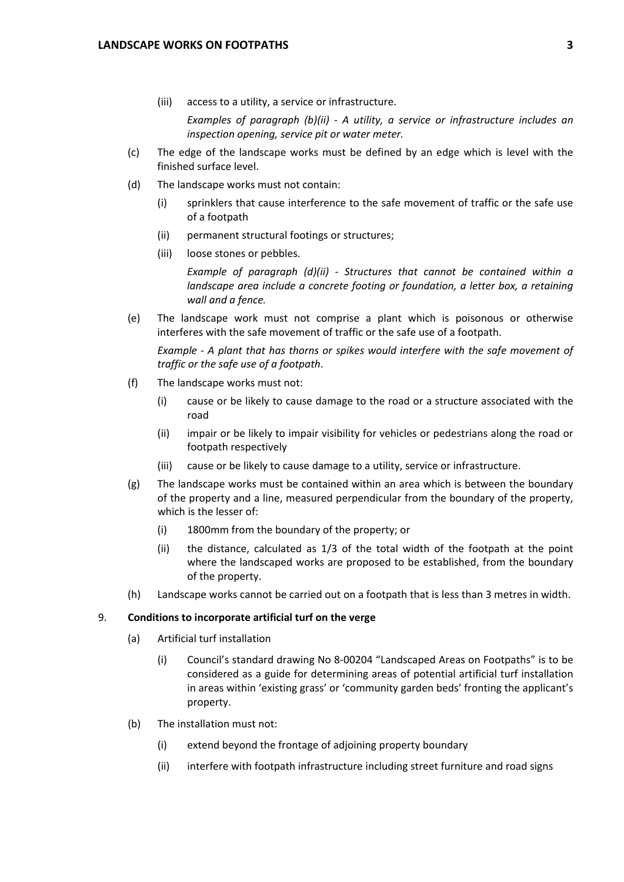(iii) access to a utility, a service or infrastructure.

*Examples of paragraph (b)(ii) - A utility, a service or infrastructure includes an inspection opening, service pit or water meter.*

(c) The edge of the landscape works must be defined by an edge which is level with the finished surface level.

(d) The landscape works must not contain:

(i) sprinklers that cause interference to the safe movement of traffic or the safe use of a footpath

(ii) permanent structural footings or structures;

(iii) loose stones or pebbles.

*Example of paragraph (d)(ii) - Structures that cannot be contained within a landscape area include a concrete footing or foundation, a letter box, a retaining wall and a fence.*

(e) The landscape work must not comprise a plant which is poisonous or otherwise interferes with the safe movement of traffic or the safe use of a footpath.

*Example - A plant that has thorns or spikes would interfere with the safe movement of traffic or the safe use of a footpath.*

(f) The landscape works must not:

(i) cause or be likely to cause damage to the road or a structure associated with the road

(ii) impair or be likely to impair visibility for vehicles or pedestrians along the road or footpath respectively

(iii) cause or be likely to cause damage to a utility, service or infrastructure.

(g) The landscape works must be contained within an area which is between the boundary of the property and a line, measured perpendicular from the boundary of the property, which is the lesser of:

(i) 1800mm from the boundary of the property; or

(ii) the distance, calculated as 1/3 of the total width of the footpath at the point where the landscaped works are proposed to be established, from the boundary of the property.

(h) Landscape works cannot be carried out on a footpath that is less than 3 metres in width.

9. **Conditions to incorporate artificial turf on the verge**

(a) Artificial turf installation

(i) Council's standard drawing No 8-00204 "Landscaped Areas on Footpaths" is to be considered as a guide for determining areas of potential artificial turf installation in areas within 'existing grass' or 'community garden beds' fronting the applicant's property.

(b) The installation must not:

(i) extend beyond the frontage of adjoining property boundary

(ii) interfere with footpath infrastructure including street furniture and road signs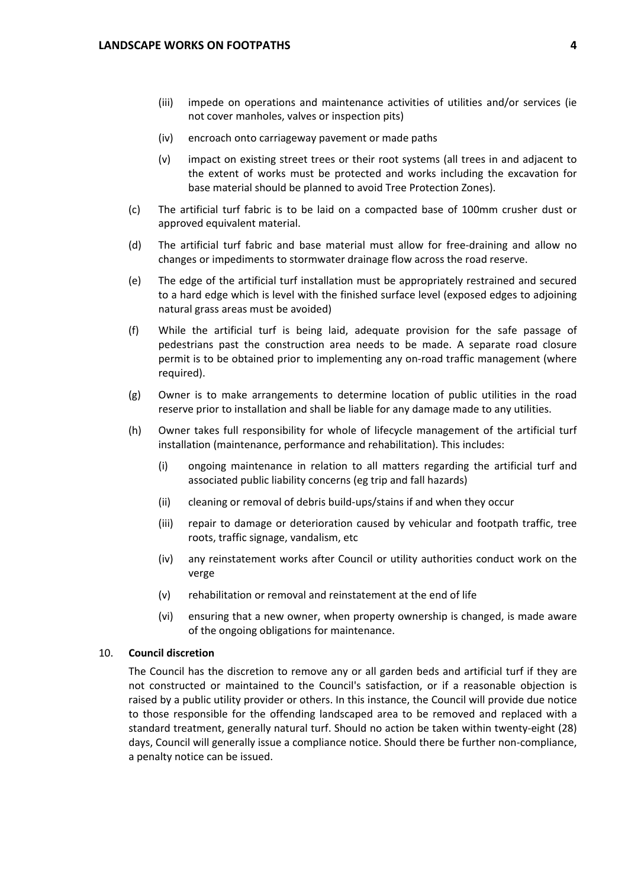(iii) impede on operations and maintenance activities of utilities and/or services (ie not cover manholes, valves or inspection pits)

(iv) encroach onto carriageway pavement or made paths

(v) impact on existing street trees or their root systems (all trees in and adjacent to the extent of works must be protected and works including the excavation for base material should be planned to avoid Tree Protection Zones).

(c) The artificial turf fabric is to be laid on a compacted base of 100mm crusher dust or approved equivalent material.

(d) The artificial turf fabric and base material must allow for free-draining and allow no changes or impediments to stormwater drainage flow across the road reserve.

(e) The edge of the artificial turf installation must be appropriately restrained and secured to a hard edge which is level with the finished surface level (exposed edges to adjoining natural grass areas must be avoided)

(f) While the artificial turf is being laid, adequate provision for the safe passage of pedestrians past the construction area needs to be made. A separate road closure permit is to be obtained prior to implementing any on-road traffic management (where required).

(g) Owner is to make arrangements to determine location of public utilities in the road reserve prior to installation and shall be liable for any damage made to any utilities.

(h) Owner takes full responsibility for whole of lifecycle management of the artificial turf installation (maintenance, performance and rehabilitation). This includes:

(i) ongoing maintenance in relation to all matters regarding the artificial turf and associated public liability concerns (eg trip and fall hazards)

(ii) cleaning or removal of debris build-ups/stains if and when they occur

(iii) repair to damage or deterioration caused by vehicular and footpath traffic, tree roots, traffic signage, vandalism, etc

(iv) any reinstatement works after Council or utility authorities conduct work on the verge

(v) rehabilitation or removal and reinstatement at the end of life

(vi) ensuring that a new owner, when property ownership is changed, is made aware of the ongoing obligations for maintenance.

## 10. **Council discretion**

The Council has the discretion to remove any or all garden beds and artificial turf if they are not constructed or maintained to the Council's satisfaction, or if a reasonable objection is raised by a public utility provider or others. In this instance, the Council will provide due notice to those responsible for the offending landscaped area to be removed and replaced with a standard treatment, generally natural turf. Should no action be taken within twenty-eight (28) days, Council will generally issue a compliance notice. Should there be further non-compliance, a penalty notice can be issued.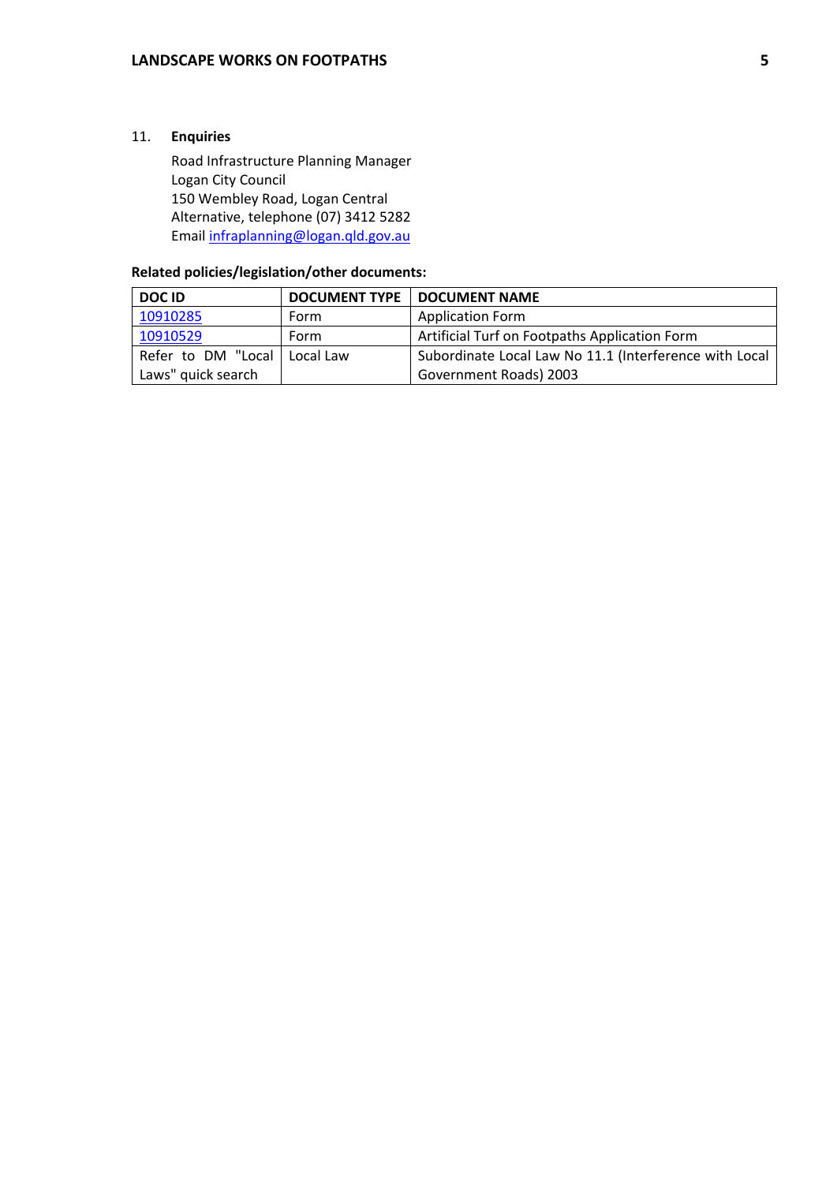## 11. Enquiries

Road Infrastructure Planning Manager
Logan City Council
150 Wembley Road, Logan Central
Alternative, telephone (07) 3412 5282
Email infraplanning@logan.qld.gov.au

**Related policies/legislation/other documents:**

| DOC ID | DOCUMENT TYPE | DOCUMENT NAME |
|---|---|---|
| 10910285 | Form | Application Form |
| 10910529 | Form | Artificial Turf on Footpaths Application Form |
| Refer to DM "Local Laws" quick search | Local Law | Subordinate Local Law No 11.1 (Interference with Local Government Roads) 2003 |